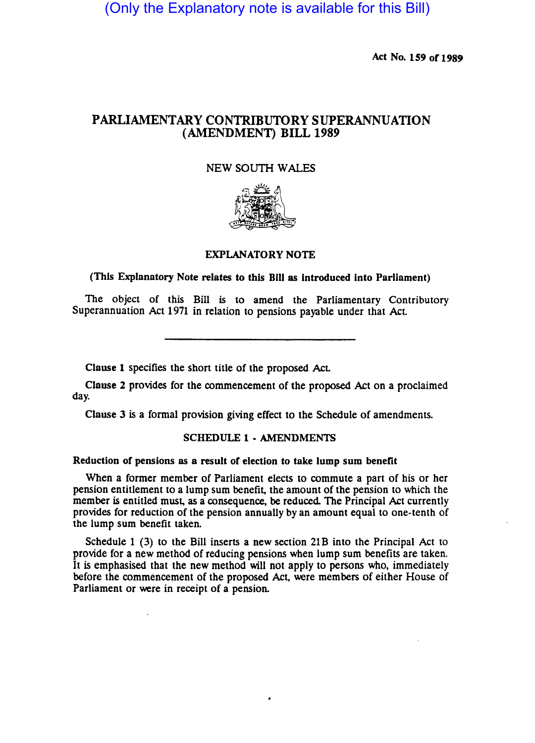(Only the Explanatory note is available for this Bill)

Act No. 159 of 1989

# PARLIAMENTARY CONTRIBUTORY SUPERANNUATION (AMENDMENT) BILL 1989

NEW SOUTH WALES

## EXPLANATORY NOTE

**(This Explanatory Note relates to this Bill as introduced into Parliament)**

The object of this Bill is to amend the Parliamentary Contributory Superannuation Act 1971 in relation to pensions payable under that Act.

---

**Clause 1** specifies the short title of the proposed Act.

**Clause 2** provides for the commencement of the proposed Act on a proclaimed day.

**Clause 3** is a formal provision giving effect to the Schedule of amendments.

### SCHEDULE 1 - AMENDMENTS

**Reduction of pensions as a result of election to take lump sum benefit**

When a former member of Parliament elects to commute a part of his or her pension entitlement to a lump sum benefit, the amount of the pension to which the member is entitled must, as a consequence, be reduced. The Principal Act currently provides for reduction of the pension annually by an amount equal to one-tenth of the lump sum benefit taken.

Schedule 1 (3) to the Bill inserts a new section 21B into the Principal Act to provide for a new method of reducing pensions when lump sum benefits are taken. It is emphasised that the new method will not apply to persons who, immediately before the commencement of the proposed Act, were members of either House of Parliament or were in receipt of a pension.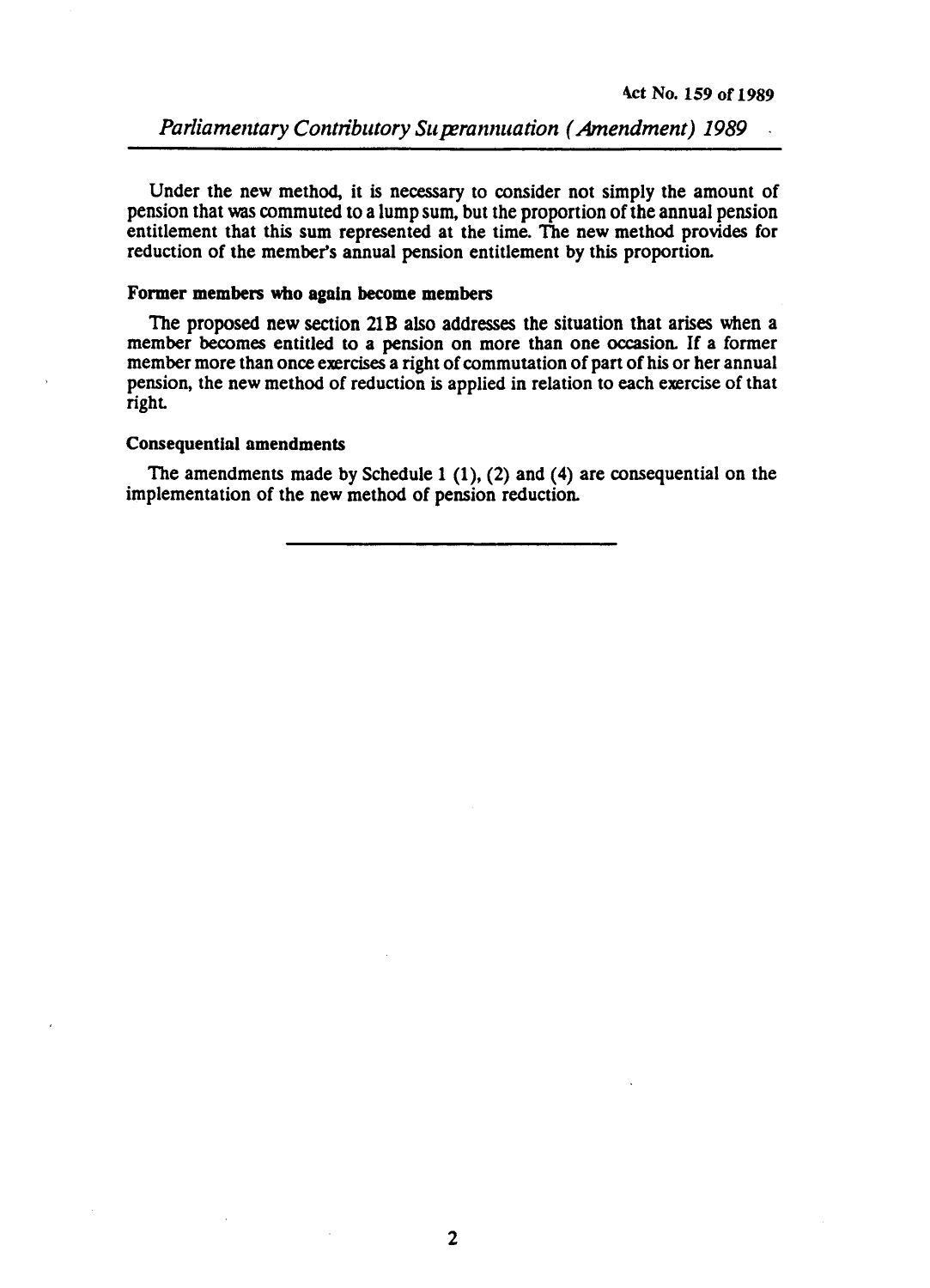Under the new method, it is necessary to consider not simply the amount of pension that was commuted to a lump sum, but the proportion of the annual pension entitlement that this sum represented at the time. The new method provides for reduction of the member's annual pension entitlement by this proportion.

### Former members who again become members

The proposed new section 21B also addresses the situation that arises when a member becomes entitled to a pension on more than one occasion. If a former member more than once exercises a right of commutation of part of his or her annual pension, the new method of reduction is applied in relation to each exercise of that right.

### Consequential amendments

The amendments made by Schedule 1 (1), (2) and (4) are consequential on the implementation of the new method of pension reduction.